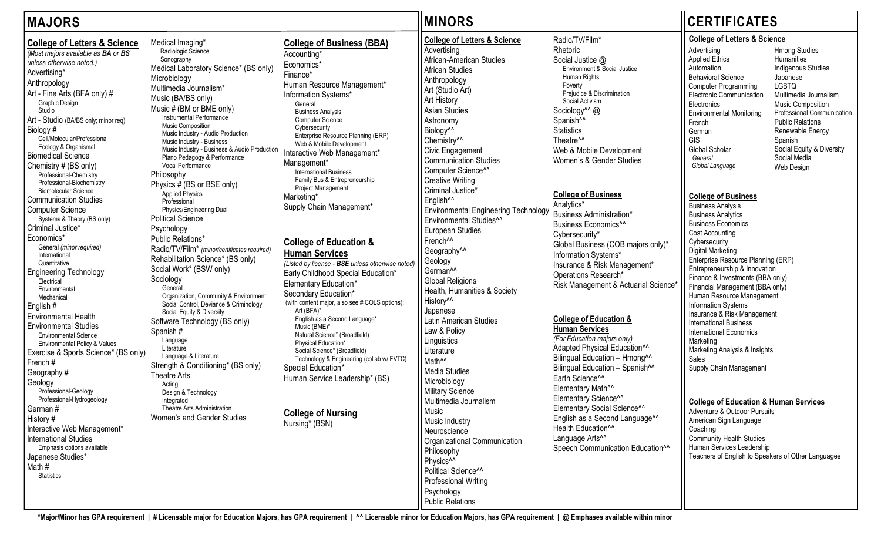# MAJORS

## College of Letters & Science

*(Most majors available as **BA** or **BS** unless otherwise noted.)*

- Advertising*
- Anthropology
- Art - Fine Arts (BFA only) #
  - Graphic Design
  - Studio
- Art - Studio (BA/BS only; minor req)
- Biology #
  - Cell/Molecular/Professional
  - Ecology & Organismal
- Biomedical Science
- Chemistry # (BS only)
  - Professional-Chemistry
  - Professional-Biochemistry
  - Biomolecular Science
- Communication Studies
- Computer Science
  - Systems & Theory (BS only)
- Criminal Justice*
- Economics*
  - General *(minor required)*
  - International
  - Quantitative
- Engineering Technology
  - Electrical
  - Environmental
  - Mechanical
- English #
- Environmental Health
- Environmental Studies
  - Environmental Science
  - Environmental Policy & Values
- Exercise & Sports Science* (BS only)
- French #
- Geography #
- Geology
  - Professional-Geology
  - Professional-Hydrogeology
- German #
- History #
- Interactive Web Management*
- International Studies
  - Emphasis options available
- Japanese Studies*
- Math #
  - Statistics
- Medical Imaging*
  - Radiologic Science
  - Sonography
- Medical Laboratory Science* (BS only)
- Microbiology
- Multimedia Journalism*
- Music (BA/BS only)
- Music # (BM or BME only)
  - Instrumental Performance
  - Music Composition
  - Music Industry - Audio Production
  - Music Industry - Business
  - Music Industry - Business & Audio Production
  - Piano Pedagogy & Performance
  - Vocal Performance
- Philosophy
- Physics # (BS or BSE only)
  - Applied Physics
  - Professional
  - Physics/Engineering Dual
- Political Science
- Psychology
- Public Relations*
- Radio/TV/Film* *(minor/certificates required)*
- Rehabilitation Science* (BS only)
- Social Work* (BSW only)
- Sociology
  - General
  - Organization, Community & Environment
  - Social Control, Deviance & Criminology
  - Social Equity & Diversity
- Software Technology (BS only)
- Spanish #
  - Language
  - Literature
  - Language & Literature
- Strength & Conditioning* (BS only)
- Theatre Arts
  - Acting
  - Design & Technology
  - Integrated
  - Theatre Arts Administration
- Women's and Gender Studies

## College of Business (BBA)

- Accounting*
- Economics*
- Finance*
- Human Resource Management*
- Information Systems*
  - General
  - Business Analysis
  - Computer Science
  - Cybersecurity
  - Enterprise Resource Planning (ERP)
  - Web & Mobile Development
- Interactive Web Management*
- Management*
  - International Business
  - Family Bus & Entrepreneurship
  - Project Management
- Marketing*
- Supply Chain Management*

## College of Education & Human Services

*(Listed by license - **BSE** unless otherwise noted)*

- Early Childhood Special Education*
- Elementary Education*
- Secondary Education*
  - (with content major, also see # COLS options):
  - Art (BFA)*
  - English as a Second Language*
  - Music (BME)*
  - Natural Science* (Broadfield)
  - Physical Education*
  - Social Science* (Broadfield)
  - Technology & Engineering (collab w/ FVTC)
- Special Education*
- Human Service Leadership* (BS)

## College of Nursing

- Nursing* (BSN)

# MINORS

## College of Letters & Science

- Advertising
- African-American Studies
- African Studies
- Anthropology
- Art (Studio Art)
- Art History
- Asian Studies
- Astronomy
- Biology^^
- Chemistry^^
- Civic Engagement
- Communication Studies
- Computer Science^^
- Creative Writing
- Criminal Justice*
- English^^
- Environmental Engineering Technology
- Environmental Studies^^
- European Studies
- French^^
- Geography^^
- Geology
- German^^
- Global Religions
- Health, Humanities & Society
- History^^
- Japanese
- Latin American Studies
- Law & Policy
- Linguistics
- Literature
- Math^^
- Media Studies
- Microbiology
- Military Science
- Multimedia Journalism
- Music
- Music Industry
- Neuroscience
- Organizational Communication
- Philosophy
- Physics^^
- Political Science^^
- Professional Writing
- Psychology
- Public Relations
- Radio/TV/Film*
- Rhetoric
- Social Justice @
  - Environment & Social Justice
  - Human Rights
  - Poverty
  - Prejudice & Discrimination
  - Social Activism
- Sociology^^ @
- Spanish^^
- Statistics
- Theatre^^
- Web & Mobile Development
- Women's & Gender Studies

## College of Business

- Analytics*
- Business Administration*
- Business Economics^^
- Cybersecurity*
- Global Business (COB majors only)*
- Information Systems*
- Insurance & Risk Management*
- Operations Research*
- Risk Management & Actuarial Science*

## College of Education & Human Services

*(For Education majors only)*

- Adapted Physical Education^^
- Bilingual Education – Hmong^^
- Bilingual Education – Spanish^^
- Earth Science^^
- Elementary Math^^
- Elementary Science^^
- Elementary Social Science^^
- English as a Second Language^^
- Health Education^^
- Language Arts^^
- Speech Communication Education^^

# CERTIFICATES

## College of Letters & Science

- Advertising
- Applied Ethics
- Automation
- Behavioral Science
- Computer Programming
- Electronic Communication
- Electronics
- Environmental Monitoring
- French
- German
- GIS
- Global Scholar
  - *General*
  - *Global Language*
- Hmong Studies
- Humanities
- Indigenous Studies
- Japanese
- LGBTQ
- Multimedia Journalism
- Music Composition
- Professional Communication
- Public Relations
- Renewable Energy
- Spanish
- Social Equity & Diversity
- Social Media
- Web Design

## College of Business

- Business Analysis
- Business Analytics
- Business Economics
- Cost Accounting
- Cybersecurity
- Digital Marketing
- Enterprise Resource Planning (ERP)
- Entrepreneurship & Innovation
- Finance & Investments (BBA only)
- Financial Management (BBA only)
- Human Resource Management
- Information Systems
- Insurance & Risk Management
- International Business
- International Economics
- Marketing
- Marketing Analysis & Insights
- Sales
- Supply Chain Management

## College of Education & Human Services

- Adventure & Outdoor Pursuits
- American Sign Language
- Coaching
- Community Health Studies
- Human Services Leadership
- Teachers of English to Speakers of Other Languages

**\*Major/Minor has GPA requirement | # Licensable major for Education Majors, has GPA requirement | ^^ Licensable minor for Education Majors, has GPA requirement | @ Emphases available within minor**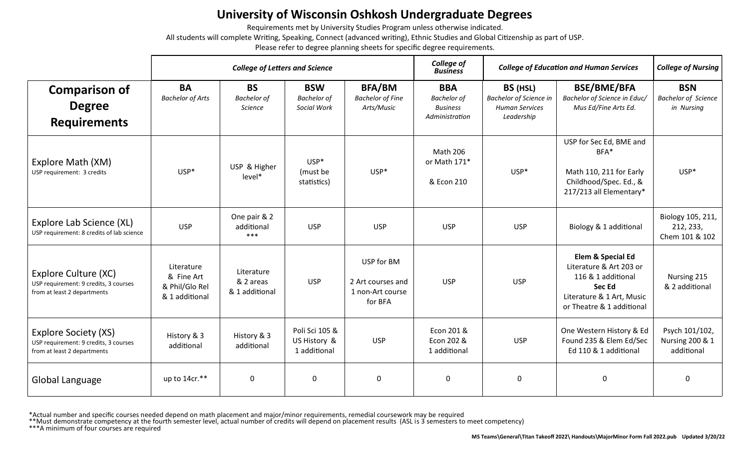# University of Wisconsin Oshkosh Undergraduate Degrees

Requirements met by University Studies Program unless otherwise indicated.
All students will complete Writing, Speaking, Connect (advanced writing), Ethnic Studies and Global Citizenship as part of USP.
Please refer to degree planning sheets for specific degree requirements.

| | *College of Letters and Science* | | | | *College of Business* | *College of Education and Human Services* | | *College of Nursing* |
|---|---|---|---|---|---|---|---|---|
| **Comparison of Degree Requirements** | **BA** *Bachelor of Arts* | **BS** *Bachelor of Science* | **BSW** *Bachelor of Social Work* | **BFA/BM** *Bachelor of Fine Arts/Music* | **BBA** *Bachelor of Business Administration* | **BS (HSL)** *Bachelor of Science in Human Services Leadership* | **BSE/BME/BFA** *Bachelor of Science in Educ/ Mus Ed/Fine Arts Ed.* | **BSN** *Bachelor of Science in Nursing* |
| Explore Math (XM) USP requirement: 3 credits | USP* | USP & Higher level* | USP* (must be statistics) | USP* | Math 206 or Math 171* & Econ 210 | USP* | USP for Sec Ed, BME and BFA* Math 110, 211 for Early Childhood/Spec. Ed., & 217/213 all Elementary* | USP* |
| Explore Lab Science (XL) USP requirement: 8 credits of lab science | USP | One pair & 2 additional *** | USP | USP | USP | USP | Biology & 1 additional | Biology 105, 211, 212, 233, Chem 101 & 102 |
| Explore Culture (XC) USP requirement: 9 credits, 3 courses from at least 2 departments | Literature & Fine Art & Phil/Glo Rel & 1 additional | Literature & 2 areas & 1 additional | USP | USP for BM 2 Art courses and 1 non-Art course for BFA | USP | USP | **Elem & Special Ed** Literature & Art 203 or 116 & 1 additional **Sec Ed** Literature & 1 Art, Music or Theatre & 1 additional | Nursing 215 & 2 additional |
| Explore Society (XS) USP requirement: 9 credits, 3 courses from at least 2 departments | History & 3 additional | History & 3 additional | Poli Sci 105 & US History & 1 additional | USP | Econ 201 & Econ 202 & 1 additional | USP | One Western History & Ed Found 235 & Elem Ed/Sec Ed 110 & 1 additional | Psych 101/102, Nursing 200 & 1 additional |
| Global Language | up to 14cr.** | 0 | 0 | 0 | 0 | 0 | 0 | 0 |

*Actual number and specific courses needed depend on math placement and major/minor requirements, remedial coursework may be required
**Must demonstrate competency at the fourth semester level, actual number of credits will depend on placement results (ASL is 3 semesters to meet competency)
***A minimum of four courses are required

MS Teams\General\Titan Takeoff 2022\ Handouts\MajorMinor Form Fall 2022.pub Updated 3/20/22